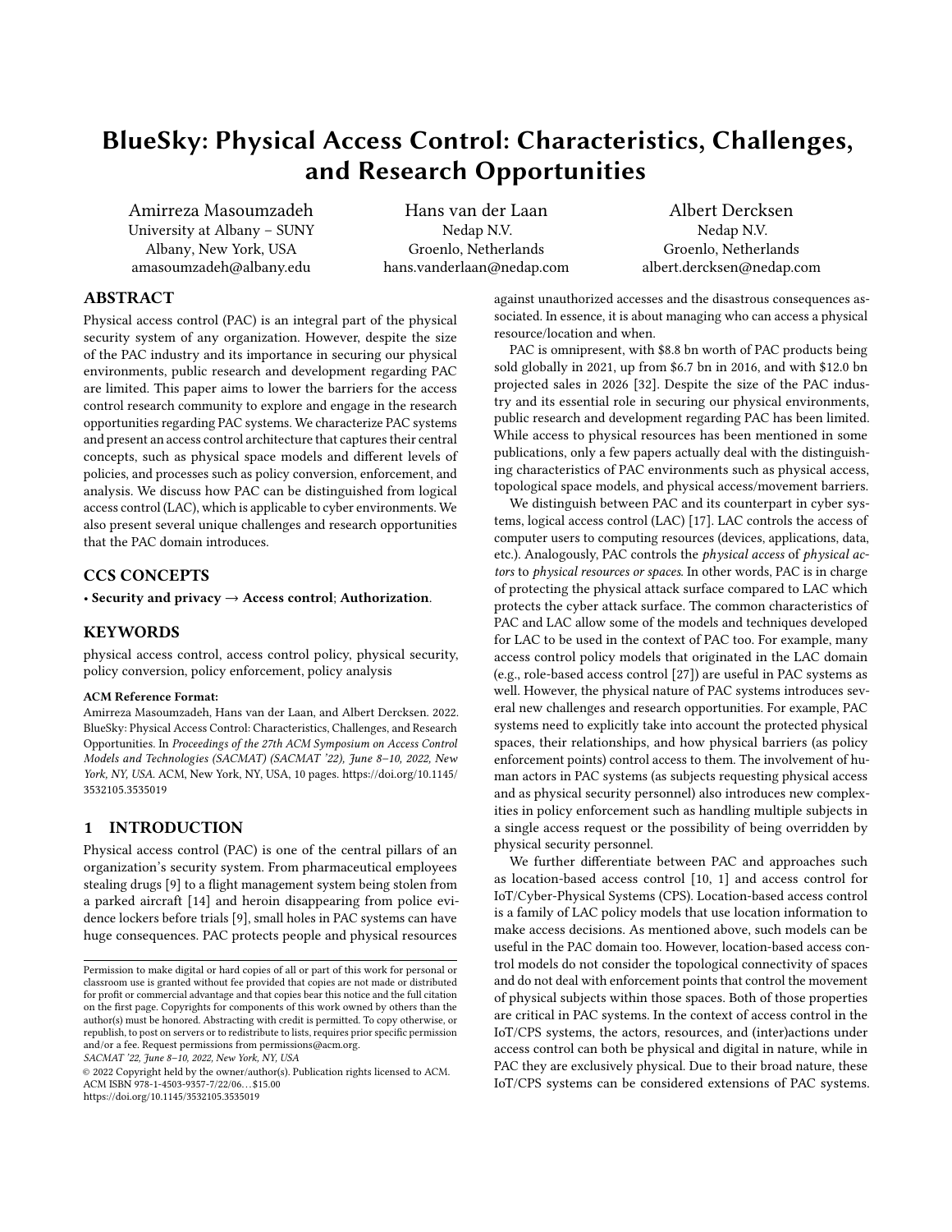# BlueSky: Physical Access Control: Characteristics, Challenges, and Research Opportunities

Amirreza Masoumzadeh
University at Albany – SUNY
Albany, New York, USA
amasoumzadeh@albany.edu

Hans van der Laan
Nedap N.V.
Groenlo, Netherlands
hans.vanderlaan@nedap.com

Albert Dercksen
Nedap N.V.
Groenlo, Netherlands
albert.dercksen@nedap.com

## ABSTRACT

Physical access control (PAC) is an integral part of the physical security system of any organization. However, despite the size of the PAC industry and its importance in securing our physical environments, public research and development regarding PAC are limited. This paper aims to lower the barriers for the access control research community to explore and engage in the research opportunities regarding PAC systems. We characterize PAC systems and present an access control architecture that captures their central concepts, such as physical space models and different levels of policies, and processes such as policy conversion, enforcement, and analysis. We discuss how PAC can be distinguished from logical access control (LAC), which is applicable to cyber environments. We also present several unique challenges and research opportunities that the PAC domain introduces.

## CCS CONCEPTS

• **Security and privacy** → **Access control**; **Authorization**.

## KEYWORDS

physical access control, access control policy, physical security, policy conversion, policy enforcement, policy analysis

**ACM Reference Format:**
Amirreza Masoumzadeh, Hans van der Laan, and Albert Dercksen. 2022. BlueSky: Physical Access Control: Characteristics, Challenges, and Research Opportunities. In *Proceedings of the 27th ACM Symposium on Access Control Models and Technologies (SACMAT) (SACMAT '22), June 8–10, 2022, New York, NY, USA.* ACM, New York, NY, USA, 10 pages. https://doi.org/10.1145/3532105.3535019

Permission to make digital or hard copies of all or part of this work for personal or classroom use is granted without fee provided that copies are not made or distributed for profit or commercial advantage and that copies bear this notice and the full citation on the first page. Copyrights for components of this work owned by others than the author(s) must be honored. Abstracting with credit is permitted. To copy otherwise, or republish, to post on servers or to redistribute to lists, requires prior specific permission and/or a fee. Request permissions from permissions@acm.org.
*SACMAT '22, June 8–10, 2022, New York, NY, USA*
© 2022 Copyright held by the owner/author(s). Publication rights licensed to ACM.
ACM ISBN 978-1-4503-9357-7/22/06...$15.00
https://doi.org/10.1145/3532105.3535019

## 1 INTRODUCTION

Physical access control (PAC) is one of the central pillars of an organization's security system. From pharmaceutical employees stealing drugs [9] to a flight management system being stolen from a parked aircraft [14] and heroin disappearing from police evidence lockers before trials [9], small holes in PAC systems can have huge consequences. PAC protects people and physical resources against unauthorized accesses and the disastrous consequences associated. In essence, it is about managing who can access a physical resource/location and when.

PAC is omnipresent, with $8.8 bn worth of PAC products being sold globally in 2021, up from $6.7 bn in 2016, and with $12.0 bn projected sales in 2026 [32]. Despite the size of the PAC industry and its essential role in securing our physical environments, public research and development regarding PAC has been limited. While access to physical resources has been mentioned in some publications, only a few papers actually deal with the distinguishing characteristics of PAC environments such as physical access, topological space models, and physical access/movement barriers.

We distinguish between PAC and its counterpart in cyber systems, logical access control (LAC) [17]. LAC controls the access of computer users to computing resources (devices, applications, data, etc.). Analogously, PAC controls the *physical access* of *physical actors* to *physical resources or spaces*. In other words, PAC is in charge of protecting the physical attack surface compared to LAC which protects the cyber attack surface. The common characteristics of PAC and LAC allow some of the models and techniques developed for LAC to be used in the context of PAC too. For example, many access control policy models that originated in the LAC domain (e.g., role-based access control [27]) are useful in PAC systems as well. However, the physical nature of PAC systems introduces several new challenges and research opportunities. For example, PAC systems need to explicitly take into account the protected physical spaces, their relationships, and how physical barriers (as policy enforcement points) control access to them. The involvement of human actors in PAC systems (as subjects requesting physical access and as physical security personnel) also introduces new complexities in policy enforcement such as handling multiple subjects in a single access request or the possibility of being overridden by physical security personnel.

We further differentiate between PAC and approaches such as location-based access control [10, 1] and access control for IoT/Cyber-Physical Systems (CPS). Location-based access control is a family of LAC policy models that use location information to make access decisions. As mentioned above, such models can be useful in the PAC domain too. However, location-based access control models do not consider the topological connectivity of spaces and do not deal with enforcement points that control the movement of physical subjects within those spaces. Both of those properties are critical in PAC systems. In the context of access control in the IoT/CPS systems, the actors, resources, and (inter)actions under access control can both be physical and digital in nature, while in PAC they are exclusively physical. Due to their broad nature, these IoT/CPS systems can be considered extensions of PAC systems.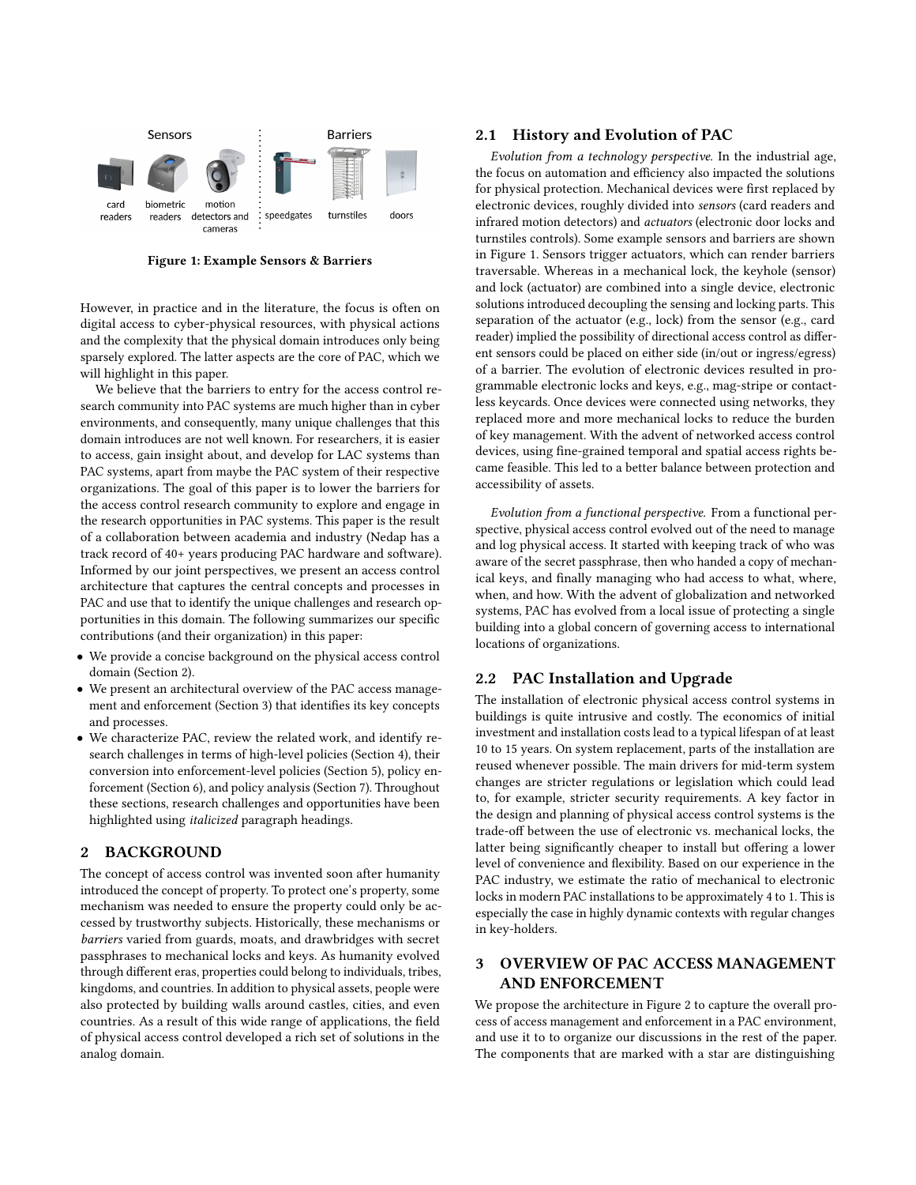Sensors | Barriers

card readers, biometric readers, motion detectors and cameras | speedgates, turnstiles, doors

**Figure 1: Example Sensors & Barriers**

However, in practice and in the literature, the focus is often on digital access to cyber-physical resources, with physical actions and the complexity that the physical domain introduces only being sparsely explored. The latter aspects are the core of PAC, which we will highlight in this paper.

We believe that the barriers to entry for the access control research community into PAC systems are much higher than in cyber environments, and consequently, many unique challenges that this domain introduces are not well known. For researchers, it is easier to access, gain insight about, and develop for LAC systems than PAC systems, apart from maybe the PAC system of their respective organizations. The goal of this paper is to lower the barriers for the access control research community to explore and engage in the research opportunities in PAC systems. This paper is the result of a collaboration between academia and industry (Nedap has a track record of 40+ years producing PAC hardware and software). Informed by our joint perspectives, we present an access control architecture that captures the central concepts and processes in PAC and use that to identify the unique challenges and research opportunities in this domain. The following summarizes our specific contributions (and their organization) in this paper:

- We provide a concise background on the physical access control domain (Section 2).
- We present an architectural overview of the PAC access management and enforcement (Section 3) that identifies its key concepts and processes.
- We characterize PAC, review the related work, and identify research challenges in terms of high-level policies (Section 4), their conversion into enforcement-level policies (Section 5), policy enforcement (Section 6), and policy analysis (Section 7). Throughout these sections, research challenges and opportunities have been highlighted using *italicized* paragraph headings.

## 2 BACKGROUND

The concept of access control was invented soon after humanity introduced the concept of property. To protect one's property, some mechanism was needed to ensure the property could only be accessed by trustworthy subjects. Historically, these mechanisms or *barriers* varied from guards, moats, and drawbridges with secret passphrases to mechanical locks and keys. As humanity evolved through different eras, properties could belong to individuals, tribes, kingdoms, and countries. In addition to physical assets, people were also protected by building walls around castles, cities, and even countries. As a result of this wide range of applications, the field of physical access control developed a rich set of solutions in the analog domain.

### 2.1 History and Evolution of PAC

*Evolution from a technology perspective.* In the industrial age, the focus on automation and efficiency also impacted the solutions for physical protection. Mechanical devices were first replaced by electronic devices, roughly divided into *sensors* (card readers and infrared motion detectors) and *actuators* (electronic door locks and turnstiles controls). Some example sensors and barriers are shown in Figure 1. Sensors trigger actuators, which can render barriers traversable. Whereas in a mechanical lock, the keyhole (sensor) and lock (actuator) are combined into a single device, electronic solutions introduced decoupling the sensing and locking parts. This separation of the actuator (e.g., lock) from the sensor (e.g., card reader) implied the possibility of directional access control as different sensors could be placed on either side (in/out or ingress/egress) of a barrier. The evolution of electronic devices resulted in programmable electronic locks and keys, e.g., mag-stripe or contactless keycards. Once devices were connected using networks, they replaced more and more mechanical locks to reduce the burden of key management. With the advent of networked access control devices, using fine-grained temporal and spatial access rights became feasible. This led to a better balance between protection and accessibility of assets.

*Evolution from a functional perspective.* From a functional perspective, physical access control evolved out of the need to manage and log physical access. It started with keeping track of who was aware of the secret passphrase, then who handed a copy of mechanical keys, and finally managing who had access to what, where, when, and how. With the advent of globalization and networked systems, PAC has evolved from a local issue of protecting a single building into a global concern of governing access to international locations of organizations.

### 2.2 PAC Installation and Upgrade

The installation of electronic physical access control systems in buildings is quite intrusive and costly. The economics of initial investment and installation costs lead to a typical lifespan of at least 10 to 15 years. On system replacement, parts of the installation are reused whenever possible. The main drivers for mid-term system changes are stricter regulations or legislation which could lead to, for example, stricter security requirements. A key factor in the design and planning of physical access control systems is the trade-off between the use of electronic vs. mechanical locks, the latter being significantly cheaper to install but offering a lower level of convenience and flexibility. Based on our experience in the PAC industry, we estimate the ratio of mechanical to electronic locks in modern PAC installations to be approximately 4 to 1. This is especially the case in highly dynamic contexts with regular changes in key-holders.

## 3 OVERVIEW OF PAC ACCESS MANAGEMENT AND ENFORCEMENT

We propose the architecture in Figure 2 to capture the overall process of access management and enforcement in a PAC environment, and use it to to organize our discussions in the rest of the paper. The components that are marked with a star are distinguishing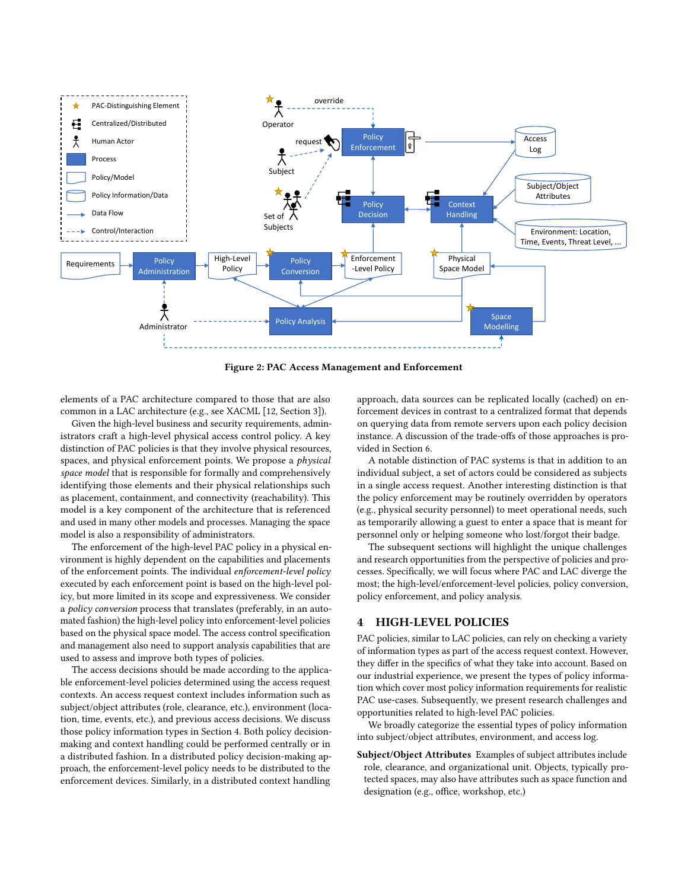Figure 2: PAC Access Management and Enforcement

elements of a PAC architecture compared to those that are also common in a LAC architecture (e.g., see XACML [12, Section 3]).

Given the high-level business and security requirements, administrators craft a high-level physical access control policy. A key distinction of PAC policies is that they involve physical resources, spaces, and physical enforcement points. We propose a *physical space model* that is responsible for formally and comprehensively identifying those elements and their physical relationships such as placement, containment, and connectivity (reachability). This model is a key component of the architecture that is referenced and used in many other models and processes. Managing the space model is also a responsibility of administrators.

The enforcement of the high-level PAC policy in a physical environment is highly dependent on the capabilities and placements of the enforcement points. The individual *enforcement-level policy* executed by each enforcement point is based on the high-level policy, but more limited in its scope and expressiveness. We consider a *policy conversion* process that translates (preferably, in an automated fashion) the high-level policy into enforcement-level policies based on the physical space model. The access control specification and management also need to support analysis capabilities that are used to assess and improve both types of policies.

The access decisions should be made according to the applicable enforcement-level policies determined using the access request contexts. An access request context includes information such as subject/object attributes (role, clearance, etc.), environment (location, time, events, etc.), and previous access decisions. We discuss those policy information types in Section 4. Both policy decision-making and context handling could be performed centrally or in a distributed fashion. In a distributed policy decision-making approach, the enforcement-level policy needs to be distributed to the enforcement devices. Similarly, in a distributed context handling approach, data sources can be replicated locally (cached) on enforcement devices in contrast to a centralized format that depends on querying data from remote servers upon each policy decision instance. A discussion of the trade-offs of those approaches is provided in Section 6.

A notable distinction of PAC systems is that in addition to an individual subject, a set of actors could be considered as subjects in a single access request. Another interesting distinction is that the policy enforcement may be routinely overridden by operators (e.g., physical security personnel) to meet operational needs, such as temporarily allowing a guest to enter a space that is meant for personnel only or helping someone who lost/forgot their badge.

The subsequent sections will highlight the unique challenges and research opportunities from the perspective of policies and processes. Specifically, we will focus where PAC and LAC diverge the most; the high-level/enforcement-level policies, policy conversion, policy enforcement, and policy analysis.

## 4 HIGH-LEVEL POLICIES

PAC policies, similar to LAC policies, can rely on checking a variety of information types as part of the access request context. However, they differ in the specifics of what they take into account. Based on our industrial experience, we present the types of policy information which cover most policy information requirements for realistic PAC use-cases. Subsequently, we present research challenges and opportunities related to high-level PAC policies.

We broadly categorize the essential types of policy information into subject/object attributes, environment, and access log.

**Subject/Object Attributes** Examples of subject attributes include role, clearance, and organizational unit. Objects, typically protected spaces, may also have attributes such as space function and designation (e.g., office, workshop, etc.)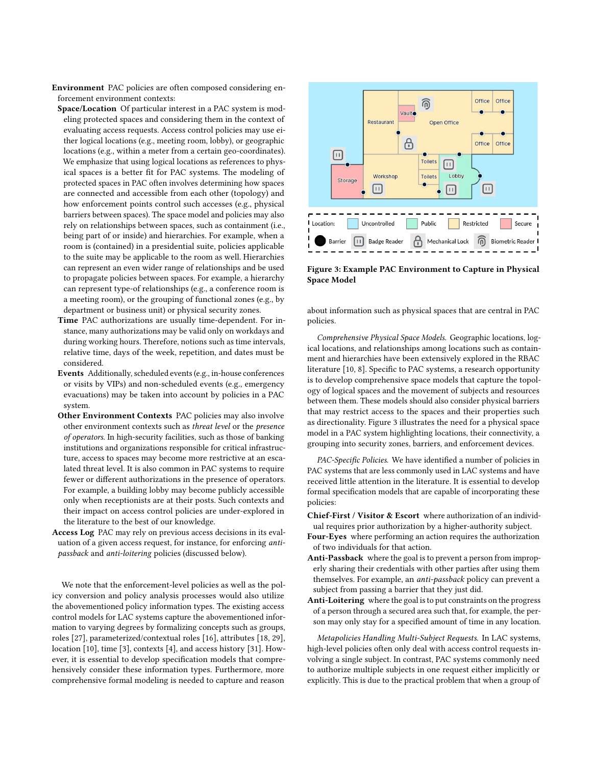**Environment** PAC policies are often composed considering enforcement environment contexts:

**Space/Location** Of particular interest in a PAC system is modeling protected spaces and considering them in the context of evaluating access requests. Access control policies may use either logical locations (e.g., meeting room, lobby), or geographic locations (e.g., within a meter from a certain geo-coordinates). We emphasize that using logical locations as references to physical spaces is a better fit for PAC systems. The modeling of protected spaces in PAC often involves determining how spaces are connected and accessible from each other (topology) and how enforcement points control such accesses (e.g., physical barriers between spaces). The space model and policies may also rely on relationships between spaces, such as containment (i.e., being part of or inside) and hierarchies. For example, when a room is (contained) in a presidential suite, policies applicable to the suite may be applicable to the room as well. Hierarchies can represent an even wider range of relationships and be used to propagate policies between spaces. For example, a hierarchy can represent type-of relationships (e.g., a conference room is a meeting room), or the grouping of functional zones (e.g., by department or business unit) or physical security zones.

**Time** PAC authorizations are usually time-dependent. For instance, many authorizations may be valid only on workdays and during working hours. Therefore, notions such as time intervals, relative time, days of the week, repetition, and dates must be considered.

**Events** Additionally, scheduled events (e.g., in-house conferences or visits by VIPs) and non-scheduled events (e.g., emergency evacuations) may be taken into account by policies in a PAC system.

**Other Environment Contexts** PAC policies may also involve other environment contexts such as *threat level* or the *presence of operators*. In high-security facilities, such as those of banking institutions and organizations responsible for critical infrastructure, access to spaces may become more restrictive at an escalated threat level. It is also common in PAC systems to require fewer or different authorizations in the presence of operators. For example, a building lobby may become publicly accessible only when receptionists are at their posts. Such contexts and their impact on access control policies are under-explored in the literature to the best of our knowledge.

**Access Log** PAC may rely on previous access decisions in its evaluation of a given access request, for instance, for enforcing *anti-passback* and *anti-loitering* policies (discussed below).

We note that the enforcement-level policies as well as the policy conversion and policy analysis processes would also utilize the abovementioned policy information types. The existing access control models for LAC systems capture the abovementioned information to varying degrees by formalizing concepts such as groups, roles [27], parameterized/contextual roles [16], attributes [18, 29], location [10], time [3], contexts [4], and access history [31]. However, it is essential to develop specification models that comprehensively consider these information types. Furthermore, more comprehensive formal modeling is needed to capture and reason about information such as physical spaces that are central in PAC policies.

**Figure 3: Example PAC Environment to Capture in Physical Space Model**

*Comprehensive Physical Space Models.* Geographic locations, logical locations, and relationships among locations such as containment and hierarchies have been extensively explored in the RBAC literature [10, 8]. Specific to PAC systems, a research opportunity is to develop comprehensive space models that capture the topology of logical spaces and the movement of subjects and resources between them. These models should also consider physical barriers that may restrict access to the spaces and their properties such as directionality. Figure 3 illustrates the need for a physical space model in a PAC system highlighting locations, their connectivity, a grouping into security zones, barriers, and enforcement devices.

*PAC-Specific Policies.* We have identified a number of policies in PAC systems that are less commonly used in LAC systems and have received little attention in the literature. It is essential to develop formal specification models that are capable of incorporating these policies:

**Chief-First / Visitor & Escort** where authorization of an individual requires prior authorization by a higher-authority subject.

**Four-Eyes** where performing an action requires the authorization of two individuals for that action.

**Anti-Passback** where the goal is to prevent a person from improperly sharing their credentials with other parties after using them themselves. For example, an *anti-passback* policy can prevent a subject from passing a barrier that they just did.

**Anti-Loitering** where the goal is to put constraints on the progress of a person through a secured area such that, for example, the person may only stay for a specified amount of time in any location.

*Metapolicies Handling Multi-Subject Requests.* In LAC systems, high-level policies often only deal with access control requests involving a single subject. In contrast, PAC systems commonly need to authorize multiple subjects in one request either implicitly or explicitly. This is due to the practical problem that when a group of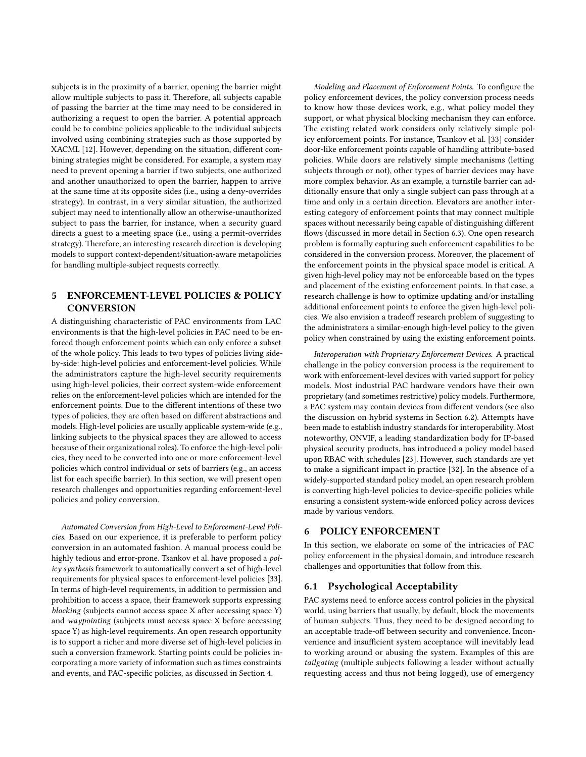subjects is in the proximity of a barrier, opening the barrier might allow multiple subjects to pass it. Therefore, all subjects capable of passing the barrier at the time may need to be considered in authorizing a request to open the barrier. A potential approach could be to combine policies applicable to the individual subjects involved using combining strategies such as those supported by XACML [12]. However, depending on the situation, different combining strategies might be considered. For example, a system may need to prevent opening a barrier if two subjects, one authorized and another unauthorized to open the barrier, happen to arrive at the same time at its opposite sides (i.e., using a deny-overrides strategy). In contrast, in a very similar situation, the authorized subject may need to intentionally allow an otherwise-unauthorized subject to pass the barrier, for instance, when a security guard directs a guest to a meeting space (i.e., using a permit-overrides strategy). Therefore, an interesting research direction is developing models to support context-dependent/situation-aware metapolicies for handling multiple-subject requests correctly.

## 5 ENFORCEMENT-LEVEL POLICIES & POLICY CONVERSION

A distinguishing characteristic of PAC environments from LAC environments is that the high-level policies in PAC need to be enforced though enforcement points which can only enforce a subset of the whole policy. This leads to two types of policies living side-by-side: high-level policies and enforcement-level policies. While the administrators capture the high-level security requirements using high-level policies, their correct system-wide enforcement relies on the enforcement-level policies which are intended for the enforcement points. Due to the different intentions of these two types of policies, they are often based on different abstractions and models. High-level policies are usually applicable system-wide (e.g., linking subjects to the physical spaces they are allowed to access because of their organizational roles). To enforce the high-level policies, they need to be converted into one or more enforcement-level policies which control individual or sets of barriers (e.g., an access list for each specific barrier). In this section, we will present open research challenges and opportunities regarding enforcement-level policies and policy conversion.

*Automated Conversion from High-Level to Enforcement-Level Policies.* Based on our experience, it is preferable to perform policy conversion in an automated fashion. A manual process could be highly tedious and error-prone. Tsankov et al. have proposed a *policy synthesis* framework to automatically convert a set of high-level requirements for physical spaces to enforcement-level policies [33]. In terms of high-level requirements, in addition to permission and prohibition to access a space, their framework supports expressing *blocking* (subjects cannot access space X after accessing space Y) and *waypointing* (subjects must access space X before accessing space Y) as high-level requirements. An open research opportunity is to support a richer and more diverse set of high-level policies in such a conversion framework. Starting points could be policies incorporating a more variety of information such as times constraints and events, and PAC-specific policies, as discussed in Section 4.

*Modeling and Placement of Enforcement Points.* To configure the policy enforcement devices, the policy conversion process needs to know how those devices work, e.g., what policy model they support, or what physical blocking mechanism they can enforce. The existing related work considers only relatively simple policy enforcement points. For instance, Tsankov et al. [33] consider door-like enforcement points capable of handling attribute-based policies. While doors are relatively simple mechanisms (letting subjects through or not), other types of barrier devices may have more complex behavior. As an example, a turnstile barrier can additionally ensure that only a single subject can pass through at a time and only in a certain direction. Elevators are another interesting category of enforcement points that may connect multiple spaces without necessarily being capable of distinguishing different flows (discussed in more detail in Section 6.3). One open research problem is formally capturing such enforcement capabilities to be considered in the conversion process. Moreover, the placement of the enforcement points in the physical space model is critical. A given high-level policy may not be enforceable based on the types and placement of the existing enforcement points. In that case, a research challenge is how to optimize updating and/or installing additional enforcement points to enforce the given high-level policies. We also envision a tradeoff research problem of suggesting to the administrators a similar-enough high-level policy to the given policy when constrained by using the existing enforcement points.

*Interoperation with Proprietary Enforcement Devices.* A practical challenge in the policy conversion process is the requirement to work with enforcement-level devices with varied support for policy models. Most industrial PAC hardware vendors have their own proprietary (and sometimes restrictive) policy models. Furthermore, a PAC system may contain devices from different vendors (see also the discussion on hybrid systems in Section 6.2). Attempts have been made to establish industry standards for interoperability. Most noteworthy, ONVIF, a leading standardization body for IP-based physical security products, has introduced a policy model based upon RBAC with schedules [23]. However, such standards are yet to make a significant impact in practice [32]. In the absence of a widely-supported standard policy model, an open research problem is converting high-level policies to device-specific policies while ensuring a consistent system-wide enforced policy across devices made by various vendors.

## 6 POLICY ENFORCEMENT

In this section, we elaborate on some of the intricacies of PAC policy enforcement in the physical domain, and introduce research challenges and opportunities that follow from this.

### 6.1 Psychological Acceptability

PAC systems need to enforce access control policies in the physical world, using barriers that usually, by default, block the movements of human subjects. Thus, they need to be designed according to an acceptable trade-off between security and convenience. Inconvenience and insufficient system acceptance will inevitably lead to working around or abusing the system. Examples of this are *tailgating* (multiple subjects following a leader without actually requesting access and thus not being logged), use of emergency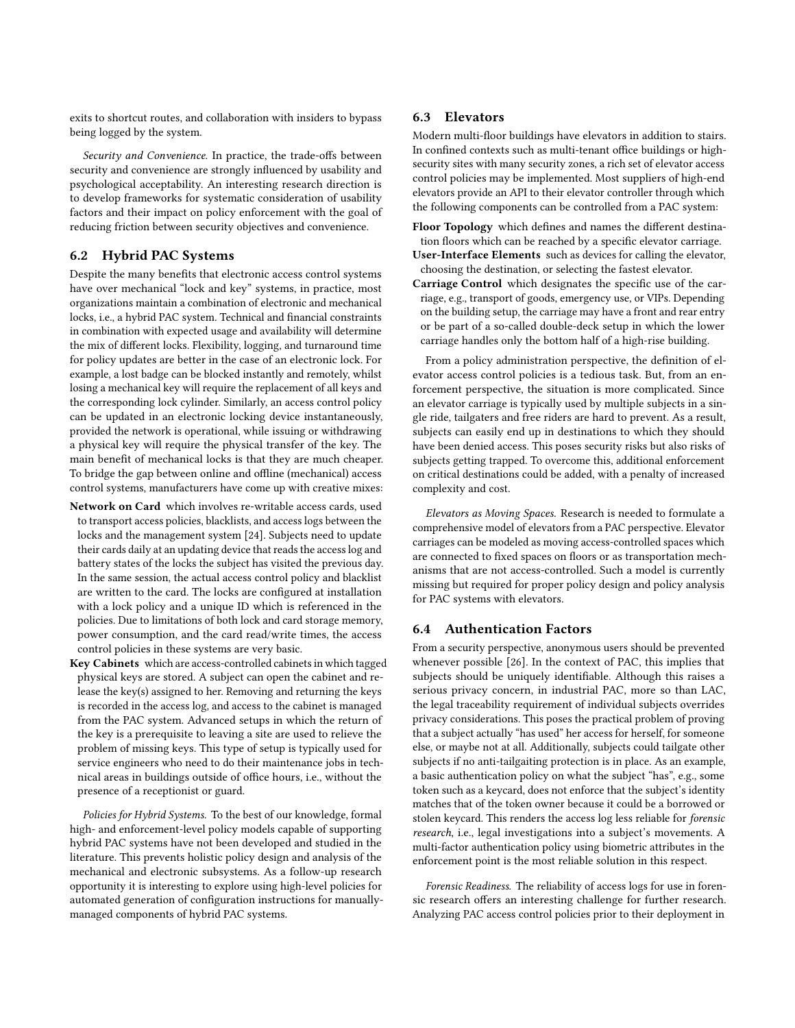exits to shortcut routes, and collaboration with insiders to bypass being logged by the system.

*Security and Convenience.* In practice, the trade-offs between security and convenience are strongly influenced by usability and psychological acceptability. An interesting research direction is to develop frameworks for systematic consideration of usability factors and their impact on policy enforcement with the goal of reducing friction between security objectives and convenience.

### 6.2 Hybrid PAC Systems

Despite the many benefits that electronic access control systems have over mechanical "lock and key" systems, in practice, most organizations maintain a combination of electronic and mechanical locks, i.e., a hybrid PAC system. Technical and financial constraints in combination with expected usage and availability will determine the mix of different locks. Flexibility, logging, and turnaround time for policy updates are better in the case of an electronic lock. For example, a lost badge can be blocked instantly and remotely, whilst losing a mechanical key will require the replacement of all keys and the corresponding lock cylinder. Similarly, an access control policy can be updated in an electronic locking device instantaneously, provided the network is operational, while issuing or withdrawing a physical key will require the physical transfer of the key. The main benefit of mechanical locks is that they are much cheaper. To bridge the gap between online and offline (mechanical) access control systems, manufacturers have come up with creative mixes:

**Network on Card** which involves re-writable access cards, used to transport access policies, blacklists, and access logs between the locks and the management system [24]. Subjects need to update their cards daily at an updating device that reads the access log and battery states of the locks the subject has visited the previous day. In the same session, the actual access control policy and blacklist are written to the card. The locks are configured at installation with a lock policy and a unique ID which is referenced in the policies. Due to limitations of both lock and card storage memory, power consumption, and the card read/write times, the access control policies in these systems are very basic.

**Key Cabinets** which are access-controlled cabinets in which tagged physical keys are stored. A subject can open the cabinet and release the key(s) assigned to her. Removing and returning the keys is recorded in the access log, and access to the cabinet is managed from the PAC system. Advanced setups in which the return of the key is a prerequisite to leaving a site are used to relieve the problem of missing keys. This type of setup is typically used for service engineers who need to do their maintenance jobs in technical areas in buildings outside of office hours, i.e., without the presence of a receptionist or guard.

*Policies for Hybrid Systems.* To the best of our knowledge, formal high- and enforcement-level policy models capable of supporting hybrid PAC systems have not been developed and studied in the literature. This prevents holistic policy design and analysis of the mechanical and electronic subsystems. As a follow-up research opportunity it is interesting to explore using high-level policies for automated generation of configuration instructions for manually-managed components of hybrid PAC systems.

### 6.3 Elevators

Modern multi-floor buildings have elevators in addition to stairs. In confined contexts such as multi-tenant office buildings or high-security sites with many security zones, a rich set of elevator access control policies may be implemented. Most suppliers of high-end elevators provide an API to their elevator controller through which the following components can be controlled from a PAC system:

**Floor Topology** which defines and names the different destination floors which can be reached by a specific elevator carriage.

**User-Interface Elements** such as devices for calling the elevator, choosing the destination, or selecting the fastest elevator.

**Carriage Control** which designates the specific use of the carriage, e.g., transport of goods, emergency use, or VIPs. Depending on the building setup, the carriage may have a front and rear entry or be part of a so-called double-deck setup in which the lower carriage handles only the bottom half of a high-rise building.

From a policy administration perspective, the definition of elevator access control policies is a tedious task. But, from an enforcement perspective, the situation is more complicated. Since an elevator carriage is typically used by multiple subjects in a single ride, tailgaters and free riders are hard to prevent. As a result, subjects can easily end up in destinations to which they should have been denied access. This poses security risks but also risks of subjects getting trapped. To overcome this, additional enforcement on critical destinations could be added, with a penalty of increased complexity and cost.

*Elevators as Moving Spaces.* Research is needed to formulate a comprehensive model of elevators from a PAC perspective. Elevator carriages can be modeled as moving access-controlled spaces which are connected to fixed spaces on floors or as transportation mechanisms that are not access-controlled. Such a model is currently missing but required for proper policy design and policy analysis for PAC systems with elevators.

### 6.4 Authentication Factors

From a security perspective, anonymous users should be prevented whenever possible [26]. In the context of PAC, this implies that subjects should be uniquely identifiable. Although this raises a serious privacy concern, in industrial PAC, more so than LAC, the legal traceability requirement of individual subjects overrides privacy considerations. This poses the practical problem of proving that a subject actually "has used" her access for herself, for someone else, or maybe not at all. Additionally, subjects could tailgate other subjects if no anti-tailgaiting protection is in place. As an example, a basic authentication policy on what the subject "has", e.g., some token such as a keycard, does not enforce that the subject's identity matches that of the token owner because it could be a borrowed or stolen keycard. This renders the access log less reliable for *forensic research*, i.e., legal investigations into a subject's movements. A multi-factor authentication policy using biometric attributes in the enforcement point is the most reliable solution in this respect.

*Forensic Readiness.* The reliability of access logs for use in forensic research offers an interesting challenge for further research. Analyzing PAC access control policies prior to their deployment in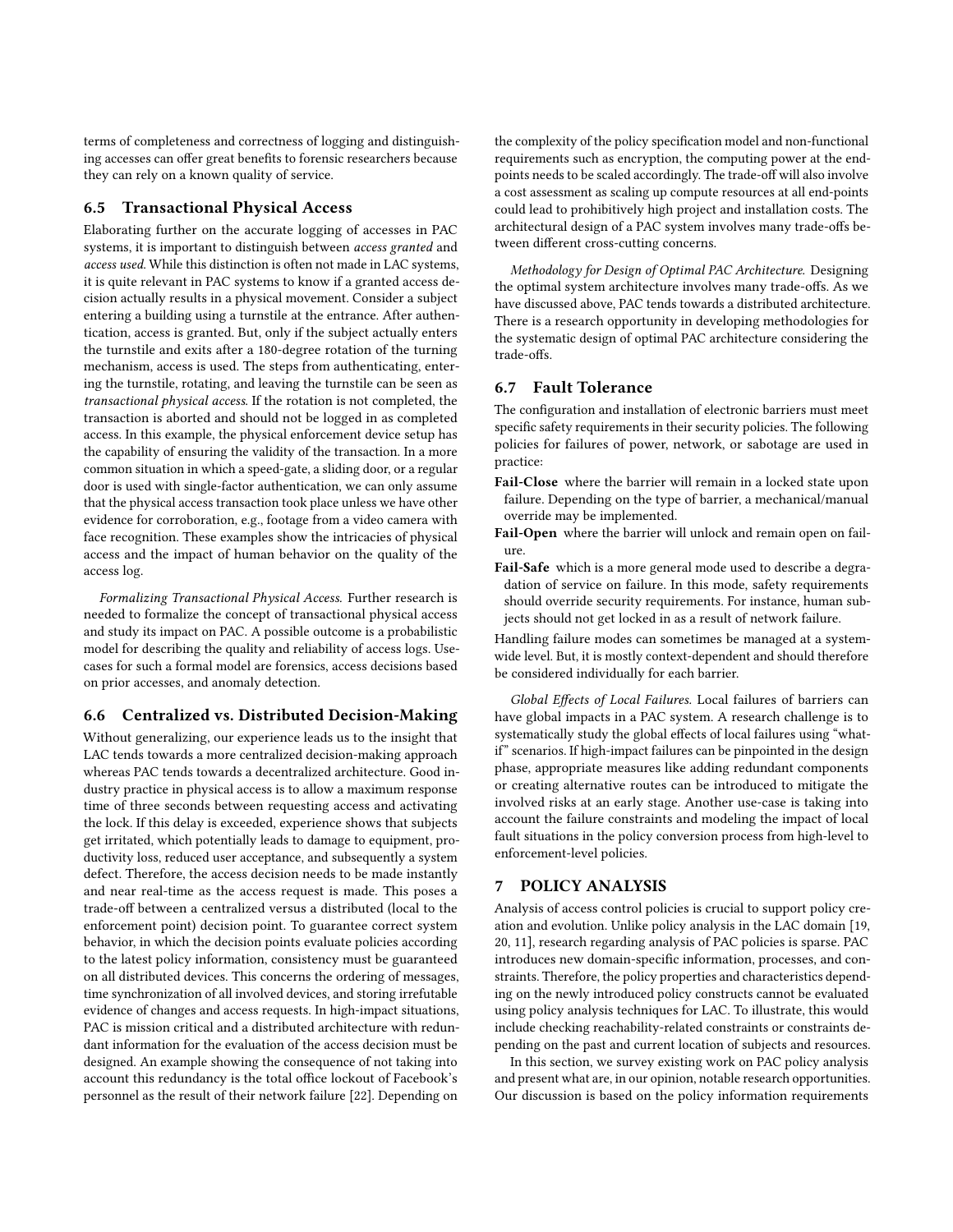terms of completeness and correctness of logging and distinguishing accesses can offer great benefits to forensic researchers because they can rely on a known quality of service.

## 6.5 Transactional Physical Access

Elaborating further on the accurate logging of accesses in PAC systems, it is important to distinguish between *access granted* and *access used*. While this distinction is often not made in LAC systems, it is quite relevant in PAC systems to know if a granted access decision actually results in a physical movement. Consider a subject entering a building using a turnstile at the entrance. After authentication, access is granted. But, only if the subject actually enters the turnstile and exits after a 180-degree rotation of the turning mechanism, access is used. The steps from authenticating, entering the turnstile, rotating, and leaving the turnstile can be seen as *transactional physical access*. If the rotation is not completed, the transaction is aborted and should not be logged in as completed access. In this example, the physical enforcement device setup has the capability of ensuring the validity of the transaction. In a more common situation in which a speed-gate, a sliding door, or a regular door is used with single-factor authentication, we can only assume that the physical access transaction took place unless we have other evidence for corroboration, e.g., footage from a video camera with face recognition. These examples show the intricacies of physical access and the impact of human behavior on the quality of the access log.

*Formalizing Transactional Physical Access.* Further research is needed to formalize the concept of transactional physical access and study its impact on PAC. A possible outcome is a probabilistic model for describing the quality and reliability of access logs. Use-cases for such a formal model are forensics, access decisions based on prior accesses, and anomaly detection.

## 6.6 Centralized vs. Distributed Decision-Making

Without generalizing, our experience leads us to the insight that LAC tends towards a more centralized decision-making approach whereas PAC tends towards a decentralized architecture. Good industry practice in physical access is to allow a maximum response time of three seconds between requesting access and activating the lock. If this delay is exceeded, experience shows that subjects get irritated, which potentially leads to damage to equipment, productivity loss, reduced user acceptance, and subsequently a system defect. Therefore, the access decision needs to be made instantly and near real-time as the access request is made. This poses a trade-off between a centralized versus a distributed (local to the enforcement point) decision point. To guarantee correct system behavior, in which the decision points evaluate policies according to the latest policy information, consistency must be guaranteed on all distributed devices. This concerns the ordering of messages, time synchronization of all involved devices, and storing irrefutable evidence of changes and access requests. In high-impact situations, PAC is mission critical and a distributed architecture with redundant information for the evaluation of the access decision must be designed. An example showing the consequence of not taking into account this redundancy is the total office lockout of Facebook's personnel as the result of their network failure [22]. Depending on the complexity of the policy specification model and non-functional requirements such as encryption, the computing power at the end-points needs to be scaled accordingly. The trade-off will also involve a cost assessment as scaling up compute resources at all end-points could lead to prohibitively high project and installation costs. The architectural design of a PAC system involves many trade-offs between different cross-cutting concerns.

*Methodology for Design of Optimal PAC Architecture.* Designing the optimal system architecture involves many trade-offs. As we have discussed above, PAC tends towards a distributed architecture. There is a research opportunity in developing methodologies for the systematic design of optimal PAC architecture considering the trade-offs.

## 6.7 Fault Tolerance

The configuration and installation of electronic barriers must meet specific safety requirements in their security policies. The following policies for failures of power, network, or sabotage are used in practice:

- **Fail-Close** where the barrier will remain in a locked state upon failure. Depending on the type of barrier, a mechanical/manual override may be implemented.
- **Fail-Open** where the barrier will unlock and remain open on failure.
- **Fail-Safe** which is a more general mode used to describe a degradation of service on failure. In this mode, safety requirements should override security requirements. For instance, human subjects should not get locked in as a result of network failure.

Handling failure modes can sometimes be managed at a system-wide level. But, it is mostly context-dependent and should therefore be considered individually for each barrier.

*Global Effects of Local Failures.* Local failures of barriers can have global impacts in a PAC system. A research challenge is to systematically study the global effects of local failures using "what-if" scenarios. If high-impact failures can be pinpointed in the design phase, appropriate measures like adding redundant components or creating alternative routes can be introduced to mitigate the involved risks at an early stage. Another use-case is taking into account the failure constraints and modeling the impact of local fault situations in the policy conversion process from high-level to enforcement-level policies.

# 7 POLICY ANALYSIS

Analysis of access control policies is crucial to support policy creation and evolution. Unlike policy analysis in the LAC domain [19, 20, 11], research regarding analysis of PAC policies is sparse. PAC introduces new domain-specific information, processes, and constraints. Therefore, the policy properties and characteristics depending on the newly introduced policy constructs cannot be evaluated using policy analysis techniques for LAC. To illustrate, this would include checking reachability-related constraints or constraints depending on the past and current location of subjects and resources.

In this section, we survey existing work on PAC policy analysis and present what are, in our opinion, notable research opportunities. Our discussion is based on the policy information requirements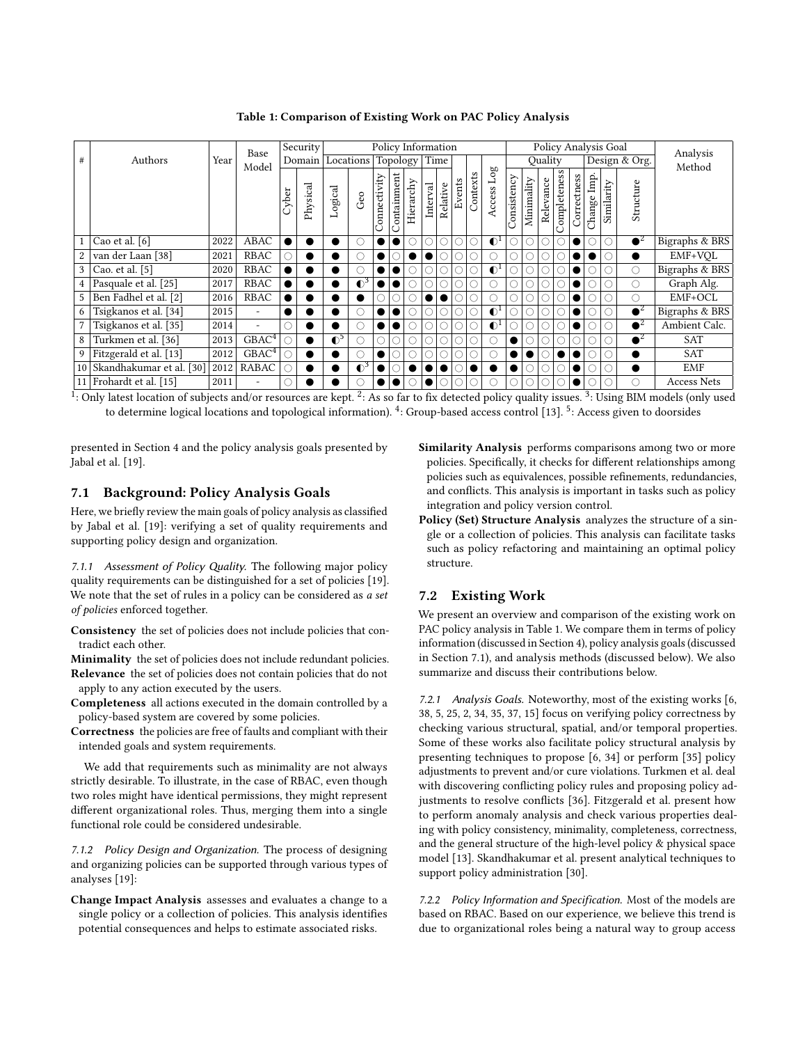**Table 1: Comparison of Existing Work on PAC Policy Analysis**

| # | Authors | Year | Base Model | Security Domain | | Policy Information | | | | | | | | | | Policy Analysis Goal | | | | | | | | Analysis Method |
|---|---|---|---|---|---|---|---|---|---|---|---|---|---|---|---|---|---|---|---|---|---|---|---|---|
| | | | | | | Locations | | Topology | | | Time | | | | | Quality | | | | | Design & Org. | | | |
| | | | | Cyber | Physical | Logical | Geo | Connectivity | Containment | Hierarchy | Interval | Relative | Events | Contexts | Access Log | Consistency | Minimality | Relevance | Completeness | Correctness | Change Imp. | Similarity | Structure | |
| 1 | Cao et al. [6] | 2022 | ABAC | ● | ● | ● | ○ | ● | ● | ○ | ○ | ○ | ○ | ○ | ◐[1] | ○ | ○ | ○ | ○ | ● | ○ | ○ | ●[2] | Bigraphs & BRS |
| 2 | van der Laan [38] | 2021 | RBAC | ○ | ● | ● | ○ | ● | ○ | ● | ● | ○ | ○ | ○ | ○ | ○ | ○ | ○ | ○ | ● | ● | ○ | ● | EMF+VQL |
| 3 | Cao. et al. [5] | 2020 | RBAC | ● | ● | ● | ○ | ● | ● | ○ | ○ | ○ | ○ | ○ | ◐[1] | ○ | ○ | ○ | ○ | ● | ○ | ○ | ○ | Bigraphs & BRS |
| 4 | Pasquale et al. [25] | 2017 | RBAC | ● | ● | ● | ◐[3] | ● | ● | ○ | ○ | ○ | ○ | ○ | ○ | ○ | ○ | ○ | ○ | ● | ○ | ○ | ○ | Graph Alg. |
| 5 | Ben Fadhel et al. [2] | 2016 | RBAC | ● | ● | ● | ● | ○ | ○ | ○ | ● | ● | ○ | ○ | ○ | ○ | ○ | ○ | ○ | ● | ○ | ○ | ○ | EMF+OCL |
| 6 | Tsigkanos et al. [34] | 2015 | - | ● | ● | ● | ○ | ● | ● | ○ | ○ | ○ | ○ | ○ | ◐[1] | ○ | ○ | ○ | ○ | ● | ○ | ○ | ●[2] | Bigraphs & BRS |
| 7 | Tsigkanos et al. [35] | 2014 | - | ○ | ● | ● | ○ | ● | ● | ○ | ○ | ○ | ○ | ○ | ◐[1] | ○ | ○ | ○ | ○ | ● | ○ | ○ | ●[2] | Ambient Calc. |
| 8 | Turkmen et al. [36] | 2013 | GBAC[4] | ○ | ● | ◐[5] | ○ | ○ | ○ | ○ | ○ | ○ | ○ | ○ | ○ | ● | ○ | ○ | ○ | ○ | ○ | ○ | ●[2] | SAT |
| 9 | Fitzgerald et al. [13] | 2012 | GBAC[4] | ○ | ● | ● | ○ | ● | ○ | ○ | ○ | ○ | ○ | ○ | ○ | ● | ● | ○ | ● | ● | ○ | ○ | ● | SAT |
| 10 | Skandhakumar et al. [30] | 2012 | RABAC | ○ | ● | ● | ◐[3] | ● | ○ | ● | ● | ● | ○ | ● | ● | ● | ○ | ○ | ○ | ● | ○ | ○ | ● | EMF |
| 11 | Frohardt et al. [15] | 2011 | - | ○ | ● | ● | ○ | ● | ● | ○ | ● | ○ | ○ | ○ | ○ | ○ | ○ | ○ | ○ | ● | ○ | ○ | ○ | Access Nets |

[1]: Only latest location of subjects and/or resources are kept. [2]: As so far to fix detected policy quality issues. [3]: Using BIM models (only used to determine logical locations and topological information). [4]: Group-based access control [13]. [5]: Access given to doorsides

presented in Section 4 and the policy analysis goals presented by Jabal et al. [19].

## 7.1 Background: Policy Analysis Goals

Here, we briefly review the main goals of policy analysis as classified by Jabal et al. [19]: verifying a set of quality requirements and supporting policy design and organization.

*7.1.1 Assessment of Policy Quality.* The following major policy quality requirements can be distinguished for a set of policies [19]. We note that the set of rules in a policy can be considered as *a set of policies* enforced together.

**Consistency** the set of policies does not include policies that contradict each other.

**Minimality** the set of policies does not include redundant policies.

**Relevance** the set of policies does not contain policies that do not apply to any action executed by the users.

**Completeness** all actions executed in the domain controlled by a policy-based system are covered by some policies.

**Correctness** the policies are free of faults and compliant with their intended goals and system requirements.

We add that requirements such as minimality are not always strictly desirable. To illustrate, in the case of RBAC, even though two roles might have identical permissions, they might represent different organizational roles. Thus, merging them into a single functional role could be considered undesirable.

*7.1.2 Policy Design and Organization.* The process of designing and organizing policies can be supported through various types of analyses [19]:

**Change Impact Analysis** assesses and evaluates a change to a single policy or a collection of policies. This analysis identifies potential consequences and helps to estimate associated risks.

**Similarity Analysis** performs comparisons among two or more policies. Specifically, it checks for different relationships among policies such as equivalences, possible refinements, redundancies, and conflicts. This analysis is important in tasks such as policy integration and policy version control.

**Policy (Set) Structure Analysis** analyzes the structure of a single or a collection of policies. This analysis can facilitate tasks such as policy refactoring and maintaining an optimal policy structure.

## 7.2 Existing Work

We present an overview and comparison of the existing work on PAC policy analysis in Table 1. We compare them in terms of policy information (discussed in Section 4), policy analysis goals (discussed in Section 7.1), and analysis methods (discussed below). We also summarize and discuss their contributions below.

*7.2.1 Analysis Goals.* Noteworthy, most of the existing works [6, 38, 5, 25, 2, 34, 35, 37, 15] focus on verifying policy correctness by checking various structural, spatial, and/or temporal properties. Some of these works also facilitate policy structural analysis by presenting techniques to propose [6, 34] or perform [35] policy adjustments to prevent and/or cure violations. Turkmen et al. deal with discovering conflicting policy rules and proposing policy adjustments to resolve conflicts [36]. Fitzgerald et al. present how to perform anomaly analysis and check various properties dealing with policy consistency, minimality, completeness, correctness, and the general structure of the high-level policy & physical space model [13]. Skandhakumar et al. present analytical techniques to support policy administration [30].

*7.2.2 Policy Information and Specification.* Most of the models are based on RBAC. Based on our experience, we believe this trend is due to organizational roles being a natural way to group access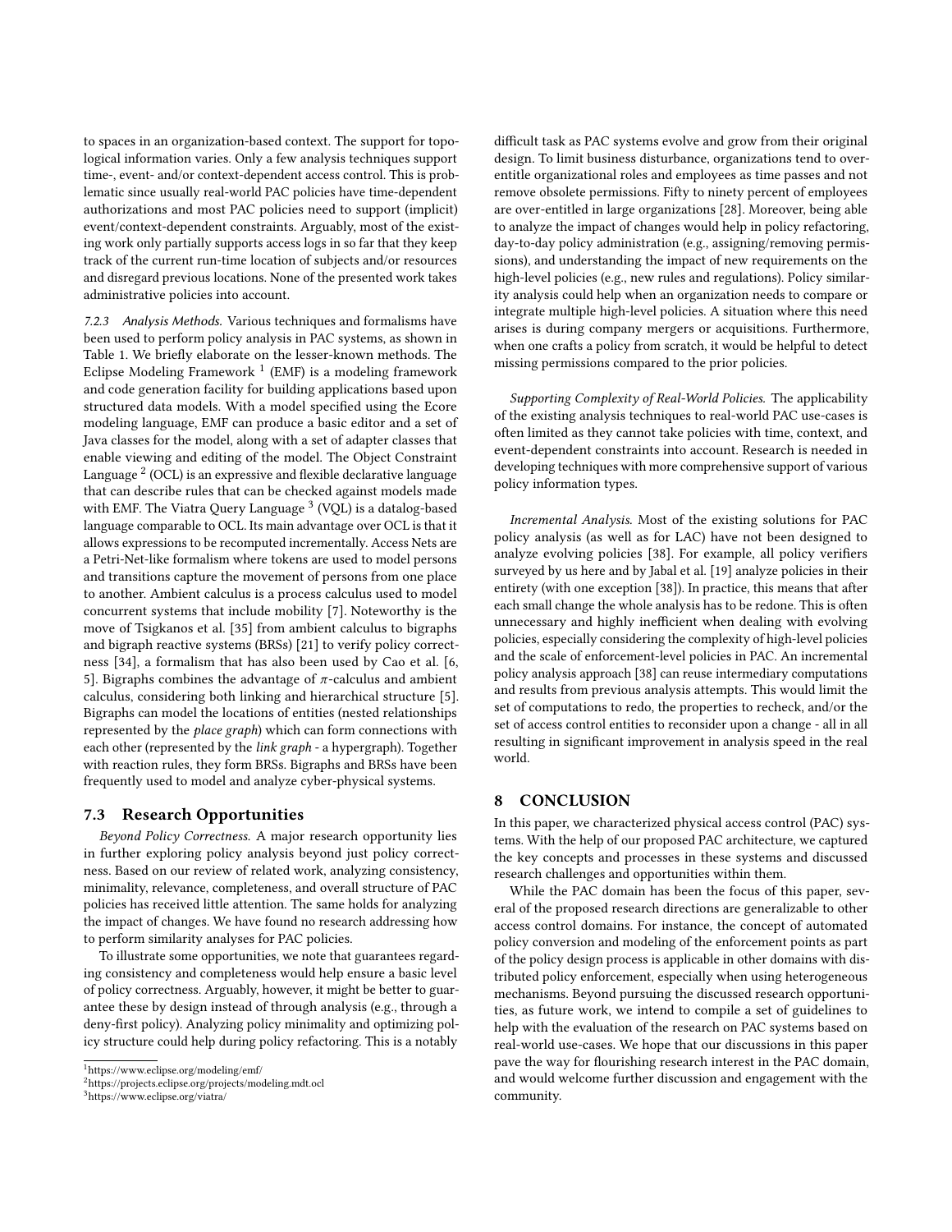to spaces in an organization-based context. The support for topological information varies. Only a few analysis techniques support time-, event- and/or context-dependent access control. This is problematic since usually real-world PAC policies have time-dependent authorizations and most PAC policies need to support (implicit) event/context-dependent constraints. Arguably, most of the existing work only partially supports access logs in so far that they keep track of the current run-time location of subjects and/or resources and disregard previous locations. None of the presented work takes administrative policies into account.

*7.2.3 Analysis Methods.* Various techniques and formalisms have been used to perform policy analysis in PAC systems, as shown in Table 1. We briefly elaborate on the lesser-known methods. The Eclipse Modeling Framework [1] (EMF) is a modeling framework and code generation facility for building applications based upon structured data models. With a model specified using the Ecore modeling language, EMF can produce a basic editor and a set of Java classes for the model, along with a set of adapter classes that enable viewing and editing of the model. The Object Constraint Language [2] (OCL) is an expressive and flexible declarative language that can describe rules that can be checked against models made with EMF. The Viatra Query Language [3] (VQL) is a datalog-based language comparable to OCL. Its main advantage over OCL is that it allows expressions to be recomputed incrementally. Access Nets are a Petri-Net-like formalism where tokens are used to model persons and transitions capture the movement of persons from one place to another. Ambient calculus is a process calculus used to model concurrent systems that include mobility [7]. Noteworthy is the move of Tsigkanos et al. [35] from ambient calculus to bigraphs and bigraph reactive systems (BRSs) [21] to verify policy correctness [34], a formalism that has also been used by Cao et al. [6, 5]. Bigraphs combines the advantage of $\pi$-calculus and ambient calculus, considering both linking and hierarchical structure [5]. Bigraphs can model the locations of entities (nested relationships represented by the *place graph*) which can form connections with each other (represented by the *link graph* - a hypergraph). Together with reaction rules, they form BRSs. Bigraphs and BRSs have been frequently used to model and analyze cyber-physical systems.

## 7.3 Research Opportunities

*Beyond Policy Correctness.* A major research opportunity lies in further exploring policy analysis beyond just policy correctness. Based on our review of related work, analyzing consistency, minimality, relevance, completeness, and overall structure of PAC policies has received little attention. The same holds for analyzing the impact of changes. We have found no research addressing how to perform similarity analyses for PAC policies.

To illustrate some opportunities, we note that guarantees regarding consistency and completeness would help ensure a basic level of policy correctness. Arguably, however, it might be better to guarantee these by design instead of through analysis (e.g., through a deny-first policy). Analyzing policy minimality and optimizing policy structure could help during policy refactoring. This is a notably difficult task as PAC systems evolve and grow from their original design. To limit business disturbance, organizations tend to over-entitle organizational roles and employees as time passes and not remove obsolete permissions. Fifty to ninety percent of employees are over-entitled in large organizations [28]. Moreover, being able to analyze the impact of changes would help in policy refactoring, day-to-day policy administration (e.g., assigning/removing permissions), and understanding the impact of new requirements on the high-level policies (e.g., new rules and regulations). Policy similarity analysis could help when an organization needs to compare or integrate multiple high-level policies. A situation where this need arises is during company mergers or acquisitions. Furthermore, when one crafts a policy from scratch, it would be helpful to detect missing permissions compared to the prior policies.

*Supporting Complexity of Real-World Policies.* The applicability of the existing analysis techniques to real-world PAC use-cases is often limited as they cannot take policies with time, context, and event-dependent constraints into account. Research is needed in developing techniques with more comprehensive support of various policy information types.

*Incremental Analysis.* Most of the existing solutions for PAC policy analysis (as well as for LAC) have not been designed to analyze evolving policies [38]. For example, all policy verifiers surveyed by us here and by Jabal et al. [19] analyze policies in their entirety (with one exception [38]). In practice, this means that after each small change the whole analysis has to be redone. This is often unnecessary and highly inefficient when dealing with evolving policies, especially considering the complexity of high-level policies and the scale of enforcement-level policies in PAC. An incremental policy analysis approach [38] can reuse intermediary computations and results from previous analysis attempts. This would limit the set of computations to redo, the properties to recheck, and/or the set of access control entities to reconsider upon a change - all in all resulting in significant improvement in analysis speed in the real world.

# 8 CONCLUSION

In this paper, we characterized physical access control (PAC) systems. With the help of our proposed PAC architecture, we captured the key concepts and processes in these systems and discussed research challenges and opportunities within them.

While the PAC domain has been the focus of this paper, several of the proposed research directions are generalizable to other access control domains. For instance, the concept of automated policy conversion and modeling of the enforcement points as part of the policy design process is applicable in other domains with distributed policy enforcement, especially when using heterogeneous mechanisms. Beyond pursuing the discussed research opportunities, as future work, we intend to compile a set of guidelines to help with the evaluation of the research on PAC systems based on real-world use-cases. We hope that our discussions in this paper pave the way for flourishing research interest in the PAC domain, and would welcome further discussion and engagement with the community.

---

[1] https://www.eclipse.org/modeling/emf/

[2] https://projects.eclipse.org/projects/modeling.mdt.ocl

[3] https://www.eclipse.org/viatra/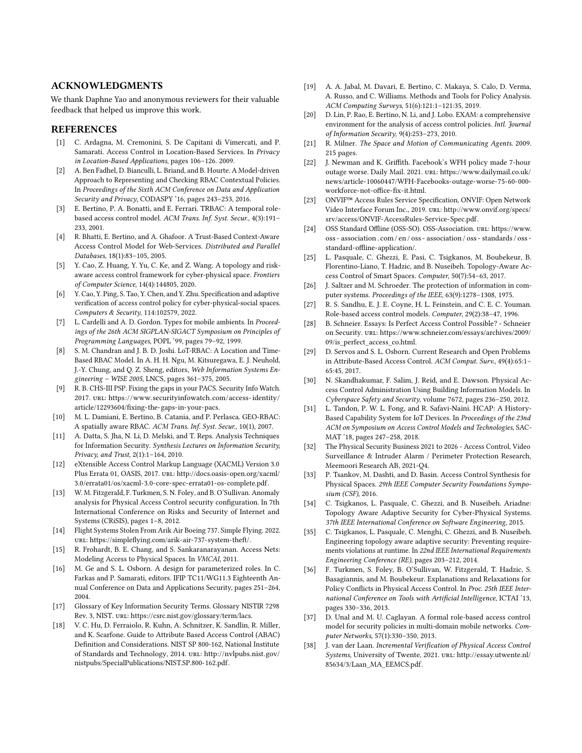## ACKNOWLEDGMENTS

We thank Daphne Yao and anonymous reviewers for their valuable feedback that helped us improve this work.

## REFERENCES

[1] C. Ardagna, M. Cremonini, S. De Capitani di Vimercati, and P. Samarati. Access Control in Location-Based Services. In *Privacy in Location-Based Applications*, pages 106–126. 2009.

[2] A. Ben Fadhel, D. Bianculli, L. Briand, and B. Hourte. A Model-driven Approach to Representing and Checking RBAC Contextual Policies. In *Proceedings of the Sixth ACM Conference on Data and Application Security and Privacy*, CODASPY '16, pages 243–253, 2016.

[3] E. Bertino, P. A. Bonatti, and E. Ferrari. TRBAC: A temporal role-based access control model. *ACM Trans. Inf. Syst. Secur.*, 4(3):191–233, 2001.

[4] R. Bhatti, E. Bertino, and A. Ghafoor. A Trust-Based Context-Aware Access Control Model for Web-Services. *Distributed and Parallel Databases*, 18(1):83–105, 2005.

[5] Y. Cao, Z. Huang, Y. Yu, C. Ke, and Z. Wang. A topology and risk-aware access control framework for cyber-physical space. *Frontiers of Computer Science*, 14(4):144805, 2020.

[6] Y. Cao, Y. Ping, S. Tao, Y. Chen, and Y. Zhu. Specification and adaptive verification of access control policy for cyber-physical-social spaces. *Computers & Security*, 114:102579, 2022.

[7] L. Cardelli and A. D. Gordon. Types for mobile ambients. In *Proceedings of the 26th ACM SIGPLAN-SIGACT Symposium on Principles of Programming Languages*, POPL '99, pages 79–92, 1999.

[8] S. M. Chandran and J. B. D. Joshi. LoT-RBAC: A Location and Time-Based RBAC Model. In A. H. H. Ngu, M. Kitsuregawa, E. J. Neuhold, J.-Y. Chung, and Q. Z. Sheng, editors, *Web Information Systems Engineering – WISE 2005*, LNCS, pages 361–375, 2005.

[9] R. B. CHS-III PSP. Fixing the gaps in your PACS. Security Info Watch. 2017. URL: https://www.securityinfowatch.com/access-identity/article/12293604/fixing-the-gaps-in-your-pacs.

[10] M. L. Damiani, E. Bertino, B. Catania, and P. Perlasca. GEO-RBAC: A spatially aware RBAC. *ACM Trans. Inf. Syst. Secur.*, 10(1), 2007.

[11] A. Datta, S. Jha, N. Li, D. Melski, and T. Reps. Analysis Techniques for Information Security. *Synthesis Lectures on Information Security, Privacy, and Trust*, 2(1):1–164, 2010.

[12] eXtensible Access Control Markup Language (XACML) Version 3.0 Plus Errata 01, OASIS, 2017. URL: http://docs.oasis-open.org/xacml/3.0/errata01/os/xacml-3.0-core-spec-errata01-os-complete.pdf.

[13] W. M. Fitzgerald, F. Turkmen, S. N. Foley, and B. O'Sullivan. Anomaly analysis for Physical Access Control security configuration. In 7th International Conference on Risks and Security of Internet and Systems (CRiSIS), pages 1–8, 2012.

[14] Flight Systems Stolen From Arik Air Boeing 737. Simple Flying. 2022. URL: https://simpleflying.com/arik-air-737-system-theft/.

[15] R. Frohardt, B. E. Chang, and S. Sankaranarayanan. Access Nets: Modeling Access to Physical Spaces. In *VMCAI*, 2011.

[16] M. Ge and S. L. Osborn. A design for parameterized roles. In C. Farkas and P. Samarati, editors. IFIP TC11/WG11.3 Eighteenth Annual Conference on Data and Applications Security, pages 251–264, 2004.

[17] Glossary of Key Information Security Terms. Glossary NISTIR 7298 Rev. 3, NIST. URL: https://csrc.nist.gov/glossary/term/lacs.

[18] V. C. Hu, D. Ferraiolo, R. Kuhn, A. Schnitzer, K. Sandlin, R. Miller, and K. Scarfone. Guide to Attribute Based Access Control (ABAC) Definition and Considerations. NIST SP 800-162, National Institute of Standards and Technology, 2014. URL: http://nvlpubs.nist.gov/nistpubs/SpecialPublications/NIST.SP.800-162.pdf.

[19] A. A. Jabal, M. Davari, E. Bertino, C. Makaya, S. Calo, D. Verma, A. Russo, and C. Williams. Methods and Tools for Policy Analysis. *ACM Computing Surveys*, 51(6):121:1–121:35, 2019.

[20] D. Lin, P. Rao, E. Bertino, N. Li, and J. Lobo. EXAM: a comprehensive environment for the analysis of access control policies. *Intl. Journal of Information Security*, 9(4):253–273, 2010.

[21] R. Milner. *The Space and Motion of Communicating Agents*. 2009. 215 pages.

[22] J. Newman and K. Griffith. Facebook's WFH policy made 7-hour outage worse. Daily Mail. 2021. URL: https://www.dailymail.co.uk/news/article-10060447/WFH-Facebooks-outage-worse-75-60-000-workforce-not-office-fix-it.html.

[23] ONVIF™ Access Rules Service Specification, ONVIF: Open Network Video Interface Forum Inc., 2019. URL: http://www.onvif.org/specs/srv/access/ONVIF-AccessRules-Service-Spec.pdf.

[24] OSS Standard Offline (OSS-SO). OSS-Association. URL: https://www.oss-association.com/en/oss-association/oss-standards/oss-standard-offline-application/.

[25] L. Pasquale, C. Ghezzi, E. Pasi, C. Tsigkanos, M. Boubekeur, B. Florentino-Liano, T. Hadzic, and B. Nuseibeh. Topology-Aware Access Control of Smart Spaces. *Computer*, 50(7):54–63, 2017.

[26] J. Saltzer and M. Schroeder. The protection of information in computer systems. *Proceedings of the IEEE*, 63(9):1278–1308, 1975.

[27] R. S. Sandhu, E. J. E. Coyne, H. L. Feinstein, and C. E. C. Youman. Role-based access control models. *Computer*, 29(2):38–47, 1996.

[28] B. Schneier. Essays: Is Perfect Access Control Possible? - Schneier on Security. URL: https://www.schneier.com/essays/archives/2009/09/is_perfect_access_co.html.

[29] D. Servos and S. L. Osborn. Current Research and Open Problems in Attribute-Based Access Control. *ACM Comput. Surv.*, 49(4):65:1–65:45, 2017.

[30] N. Skandhakumar, F. Salim, J. Reid, and E. Dawson. Physical Access Control Administration Using Building Information Models. In *Cyberspace Safety and Security*, volume 7672, pages 236–250, 2012.

[31] L. Tandon, P. W. L. Fong, and R. Safavi-Naini. HCAP: A History-Based Capability System for IoT Devices. In *Proceedings of the 23nd ACM on Symposium on Access Control Models and Technologies*, SACMAT '18, pages 247–258, 2018.

[32] The Physical Security Business 2021 to 2026 - Access Control, Video Surveillance & Intruder Alarm / Perimeter Protection Research, Meemoori Research AB, 2021-Q4.

[33] P. Tsankov, M. Dashti, and D. Basin. Access Control Synthesis for Physical Spaces. *29th IEEE Computer Security Foundations Symposium (CSF)*, 2016.

[34] C. Tsigkanos, L. Pasquale, C. Ghezzi, and B. Nuseibeh. Ariadne: Topology Aware Adaptive Security for Cyber-Physical Systems. *37th IEEE International Conference on Software Engineering*, 2015.

[35] C. Tsigkanos, L. Pasquale, C. Menghi, C. Ghezzi, and B. Nuseibeh. Engineering topology aware adaptive security: Preventing requirements violations at runtime. In *22nd IEEE International Requirements Engineering Conference (RE)*, pages 203–212, 2014.

[36] F. Turkmen, S. Foley, B. O'Sullivan, W. Fitzgerald, T. Hadzic, S. Basagiannis, and M. Boubekeur. Explanations and Relaxations for Policy Conflicts in Physical Access Control. In *Proc. 25th IEEE International Conference on Tools with Artificial Intelligence*, ICTAI '13, pages 330–336, 2013.

[37] D. Unal and M. U. Caglayan. A formal role-based access control model for security policies in multi-domain mobile networks. *Computer Networks*, 57(1):330–350, 2013.

[38] J. van der Laan. *Incremental Verification of Physical Access Control Systems*, University of Twente, 2021. URL: http://essay.utwente.nl/85634/3/Laan_MA_EEMCS.pdf.